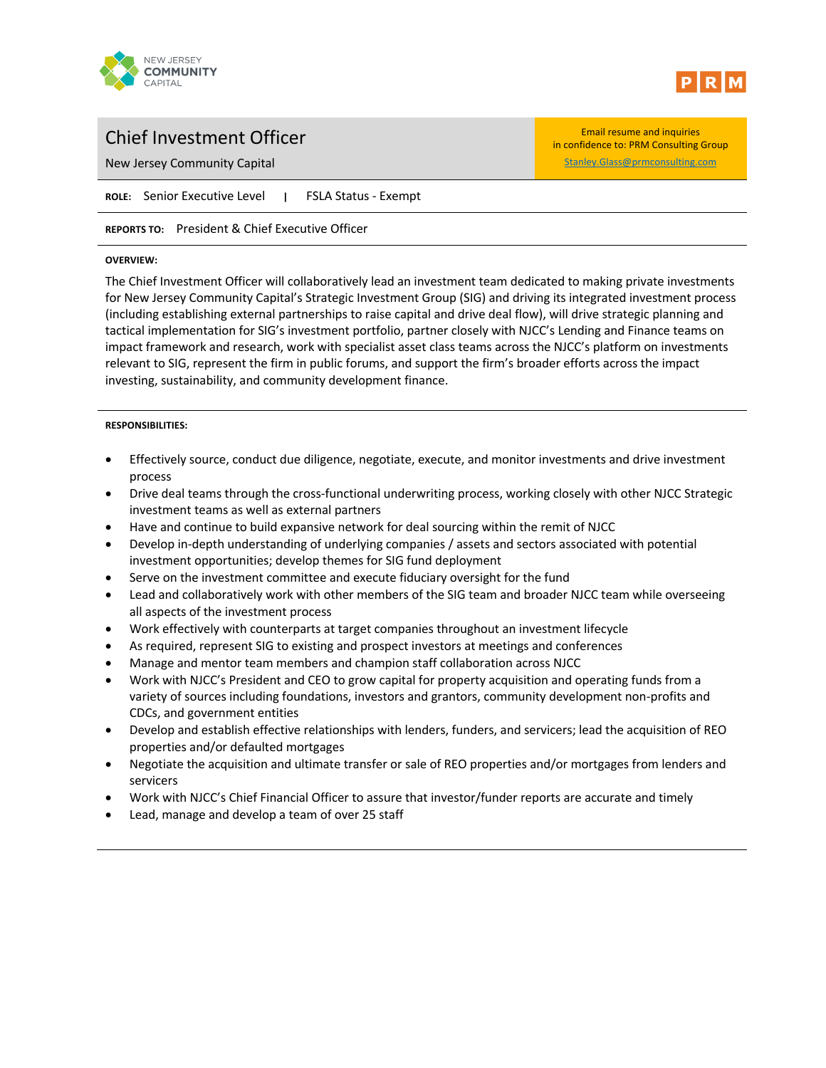NEW JERSEY COMMUNITY CAPITAL

PRM

# Chief Investment Officer

New Jersey Community Capital

Email resume and inquiries in confidence to: PRM Consulting Group
Stanley.Glass@prmconsulting.com

**ROLE:** Senior Executive Level | FSLA Status - Exempt

**REPORTS TO:** President & Chief Executive Officer

**OVERVIEW:**

The Chief Investment Officer will collaboratively lead an investment team dedicated to making private investments for New Jersey Community Capital's Strategic Investment Group (SIG) and driving its integrated investment process (including establishing external partnerships to raise capital and drive deal flow), will drive strategic planning and tactical implementation for SIG's investment portfolio, partner closely with NJCC's Lending and Finance teams on impact framework and research, work with specialist asset class teams across the NJCC's platform on investments relevant to SIG, represent the firm in public forums, and support the firm's broader efforts across the impact investing, sustainability, and community development finance.

**RESPONSIBILITIES:**

- Effectively source, conduct due diligence, negotiate, execute, and monitor investments and drive investment process
- Drive deal teams through the cross-functional underwriting process, working closely with other NJCC Strategic investment teams as well as external partners
- Have and continue to build expansive network for deal sourcing within the remit of NJCC
- Develop in-depth understanding of underlying companies / assets and sectors associated with potential investment opportunities; develop themes for SIG fund deployment
- Serve on the investment committee and execute fiduciary oversight for the fund
- Lead and collaboratively work with other members of the SIG team and broader NJCC team while overseeing all aspects of the investment process
- Work effectively with counterparts at target companies throughout an investment lifecycle
- As required, represent SIG to existing and prospect investors at meetings and conferences
- Manage and mentor team members and champion staff collaboration across NJCC
- Work with NJCC's President and CEO to grow capital for property acquisition and operating funds from a variety of sources including foundations, investors and grantors, community development non-profits and CDCs, and government entities
- Develop and establish effective relationships with lenders, funders, and servicers; lead the acquisition of REO properties and/or defaulted mortgages
- Negotiate the acquisition and ultimate transfer or sale of REO properties and/or mortgages from lenders and servicers
- Work with NJCC's Chief Financial Officer to assure that investor/funder reports are accurate and timely
- Lead, manage and develop a team of over 25 staff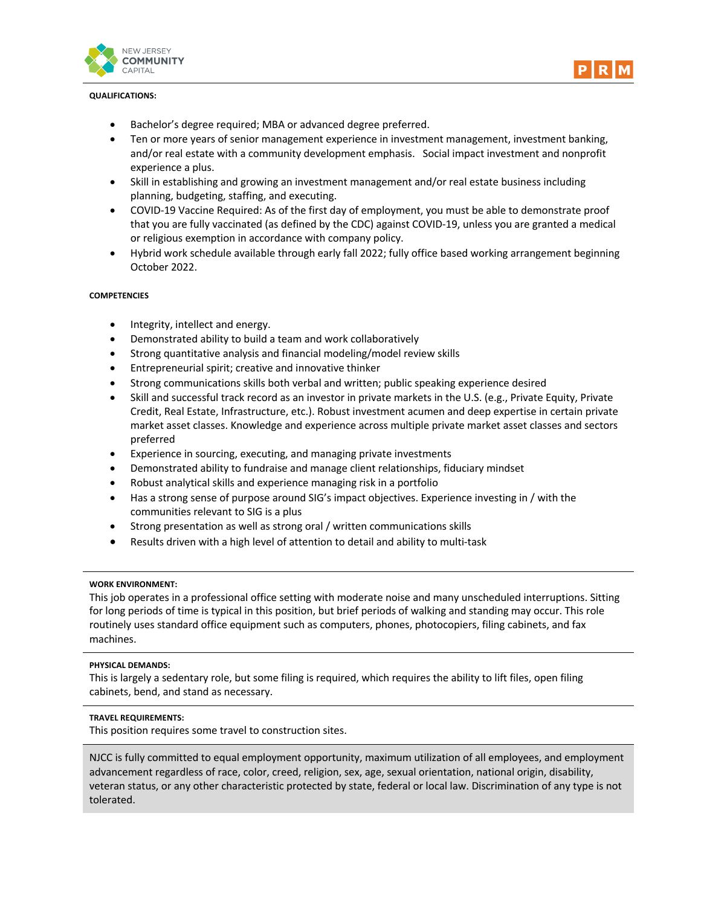**QUALIFICATIONS:**

- Bachelor's degree required; MBA or advanced degree preferred.
- Ten or more years of senior management experience in investment management, investment banking, and/or real estate with a community development emphasis. Social impact investment and nonprofit experience a plus.
- Skill in establishing and growing an investment management and/or real estate business including planning, budgeting, staffing, and executing.
- COVID-19 Vaccine Required: As of the first day of employment, you must be able to demonstrate proof that you are fully vaccinated (as defined by the CDC) against COVID-19, unless you are granted a medical or religious exemption in accordance with company policy.
- Hybrid work schedule available through early fall 2022; fully office based working arrangement beginning October 2022.

**COMPETENCIES**

- Integrity, intellect and energy.
- Demonstrated ability to build a team and work collaboratively
- Strong quantitative analysis and financial modeling/model review skills
- Entrepreneurial spirit; creative and innovative thinker
- Strong communications skills both verbal and written; public speaking experience desired
- Skill and successful track record as an investor in private markets in the U.S. (e.g., Private Equity, Private Credit, Real Estate, Infrastructure, etc.). Robust investment acumen and deep expertise in certain private market asset classes. Knowledge and experience across multiple private market asset classes and sectors preferred
- Experience in sourcing, executing, and managing private investments
- Demonstrated ability to fundraise and manage client relationships, fiduciary mindset
- Robust analytical skills and experience managing risk in a portfolio
- Has a strong sense of purpose around SIG's impact objectives. Experience investing in / with the communities relevant to SIG is a plus
- Strong presentation as well as strong oral / written communications skills
- Results driven with a high level of attention to detail and ability to multi-task

---

**WORK ENVIRONMENT:**

This job operates in a professional office setting with moderate noise and many unscheduled interruptions. Sitting for long periods of time is typical in this position, but brief periods of walking and standing may occur. This role routinely uses standard office equipment such as computers, phones, photocopiers, filing cabinets, and fax machines.

---

**PHYSICAL DEMANDS:**

This is largely a sedentary role, but some filing is required, which requires the ability to lift files, open filing cabinets, bend, and stand as necessary.

---

**TRAVEL REQUIREMENTS:**

This position requires some travel to construction sites.

---

NJCC is fully committed to equal employment opportunity, maximum utilization of all employees, and employment advancement regardless of race, color, creed, religion, sex, age, sexual orientation, national origin, disability, veteran status, or any other characteristic protected by state, federal or local law. Discrimination of any type is not tolerated.